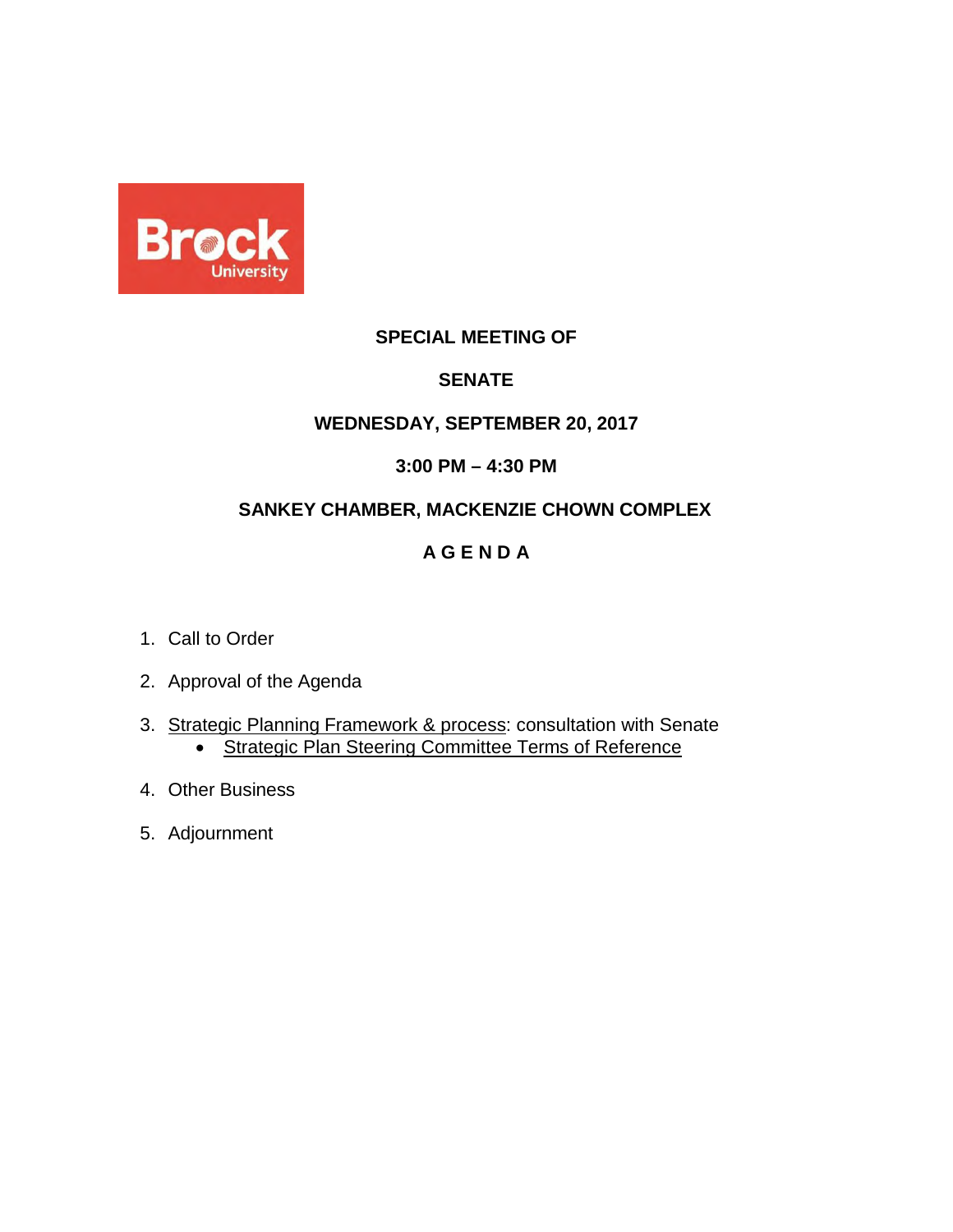**SPECIAL MEETING OF**

**SENATE**

**WEDNESDAY, SEPTEMBER 20, 2017**

**3:00 PM – 4:30 PM**

**SANKEY CHAMBER, MACKENZIE CHOWN COMPLEX**

**A G E N D A**

1. Call to Order
2. Approval of the Agenda
3. Strategic Planning Framework & process: consultation with Senate
   - Strategic Plan Steering Committee Terms of Reference
4. Other Business
5. Adjournment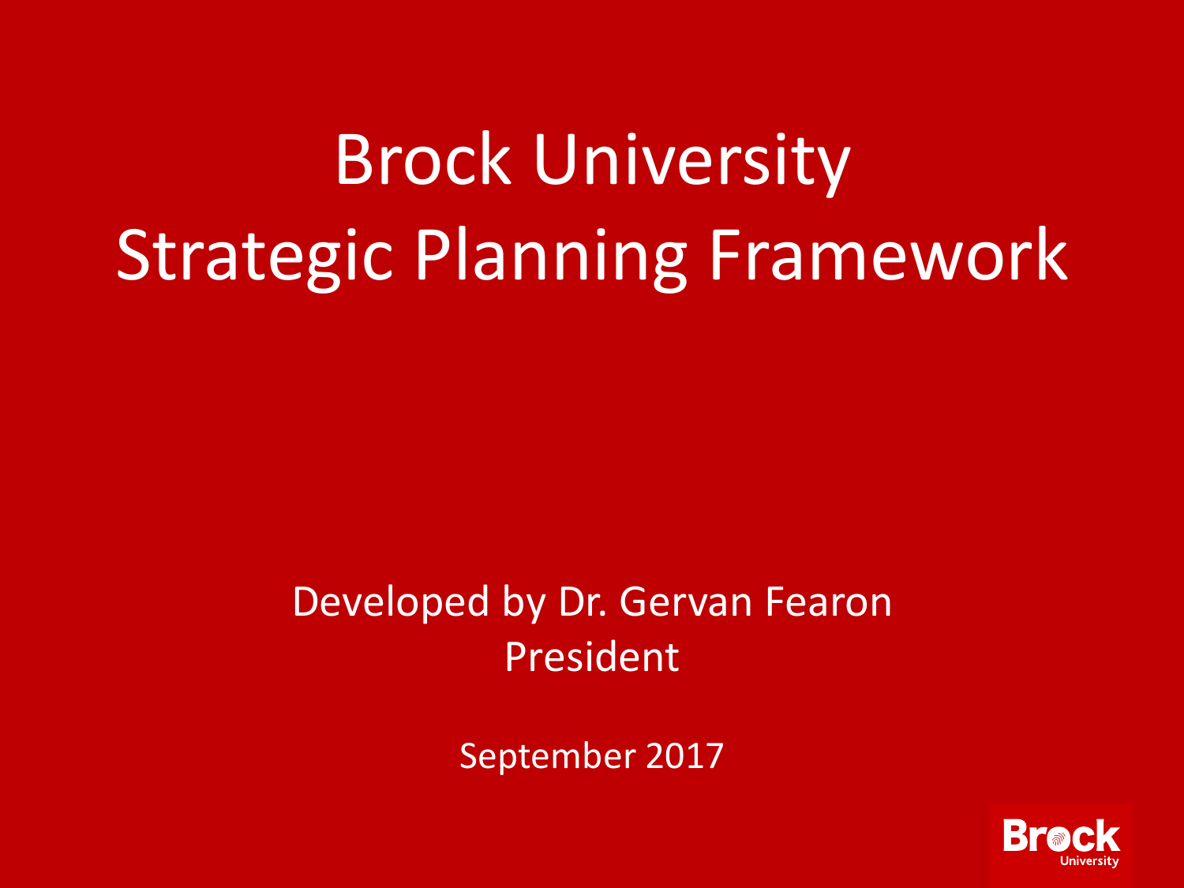# Brock University Strategic Planning Framework

Developed by Dr. Gervan Fearon
President

September 2017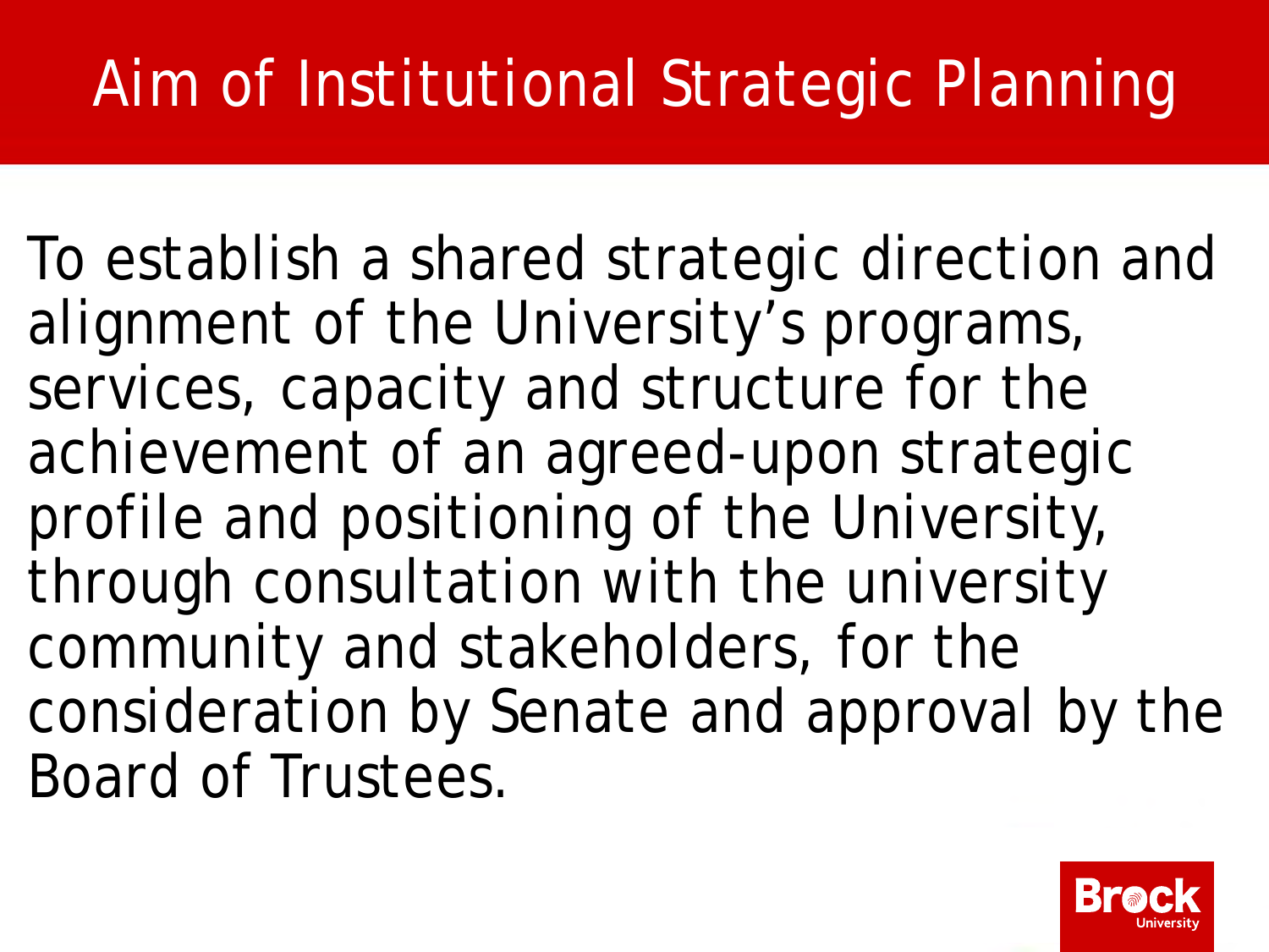# Aim of Institutional Strategic Planning

To establish a shared strategic direction and alignment of the University's programs, services, capacity and structure for the achievement of an agreed-upon strategic profile and positioning of the University, through consultation with the university community and stakeholders, for the consideration by Senate and approval by the Board of Trustees.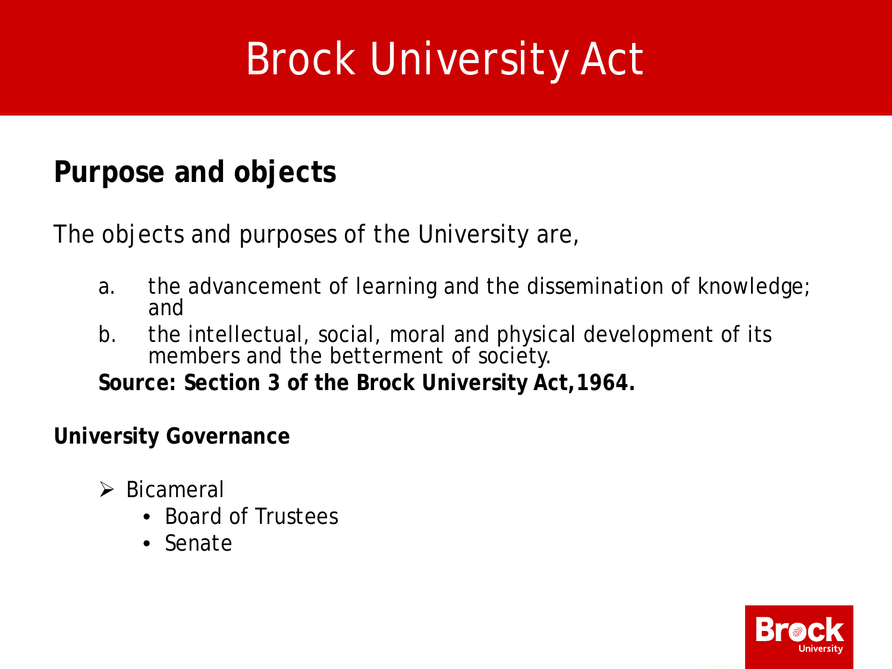# Brock University Act

## Purpose and objects

The objects and purposes of the University are,

a. the advancement of learning and the dissemination of knowledge; and
b. the intellectual, social, moral and physical development of its members and the betterment of society.

**Source: Section 3 of the Brock University Act,1964.**

### University Governance

- Bicameral
  - Board of Trustees
  - Senate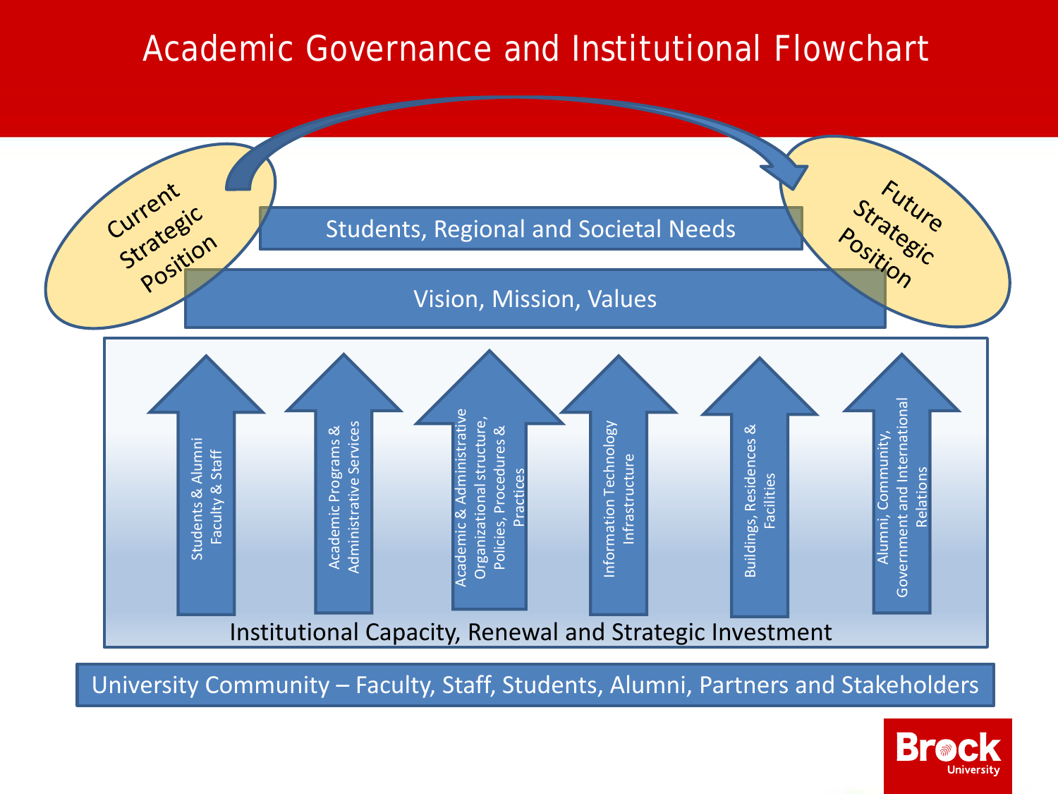# Academic Governance and Institutional Flowchart

Current Strategic Position

Future Strategic Position

Students, Regional and Societal Needs

Vision, Mission, Values

- Students & Alumni Faculty & Staff
- Academic Programs & Administrative Services
- Academic & Administrative Organizational structure, Policies, Procedures & Practices
- Information Technology Infrastructure
- Buildings, Residences & Facilities
- Alumni, Community, Government and International Relations

Institutional Capacity, Renewal and Strategic Investment

University Community – Faculty, Staff, Students, Alumni, Partners and Stakeholders

Brock University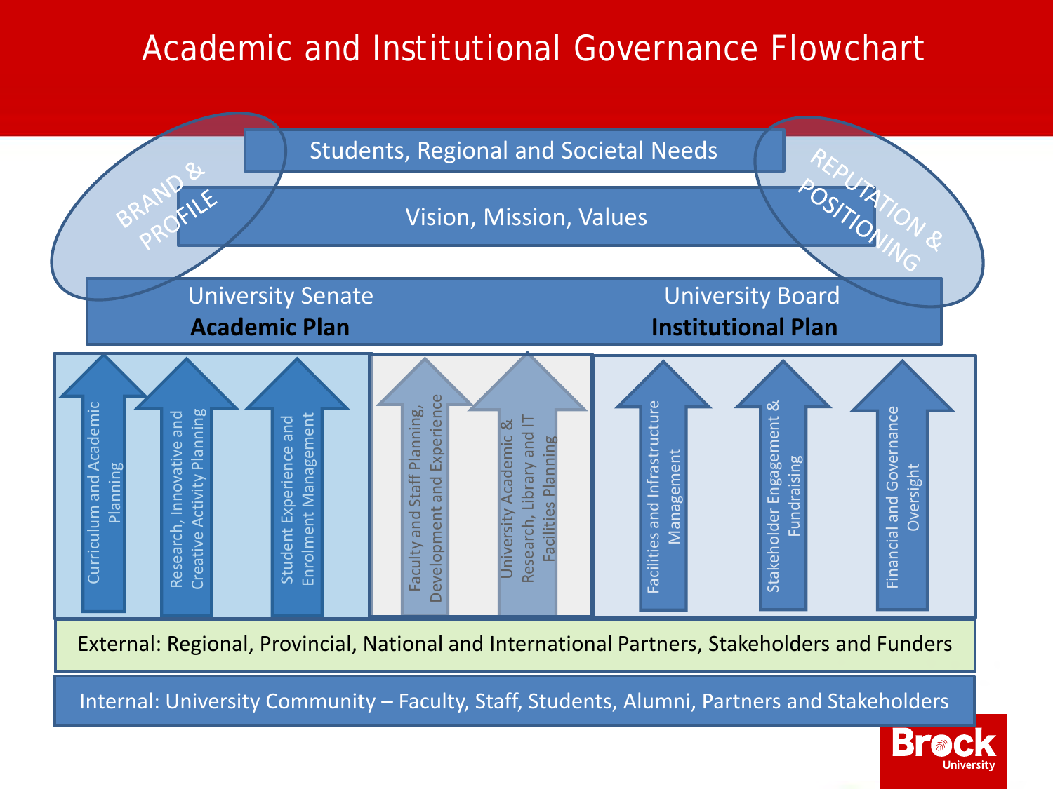# Academic and Institutional Governance Flowchart

BRAND & PROFILE

Students, Regional and Societal Needs

Vision, Mission, Values

REPUTATION & POSITIONING

University Senate
**Academic Plan**

University Board
**Institutional Plan**

- Curriculum and Academic Planning
- Research, Innovative and Creative Activity Planning
- Student Experience and Enrolment Management
- Faculty and Staff Planning, Development and Experience
- University Academic & Research, Library and IT Facilities Planning
- Facilities and Infrastructure Management
- Stakeholder Engagement & Fundraising
- Financial and Governance Oversight

External: Regional, Provincial, National and International Partners, Stakeholders and Funders

Internal: University Community – Faculty, Staff, Students, Alumni, Partners and Stakeholders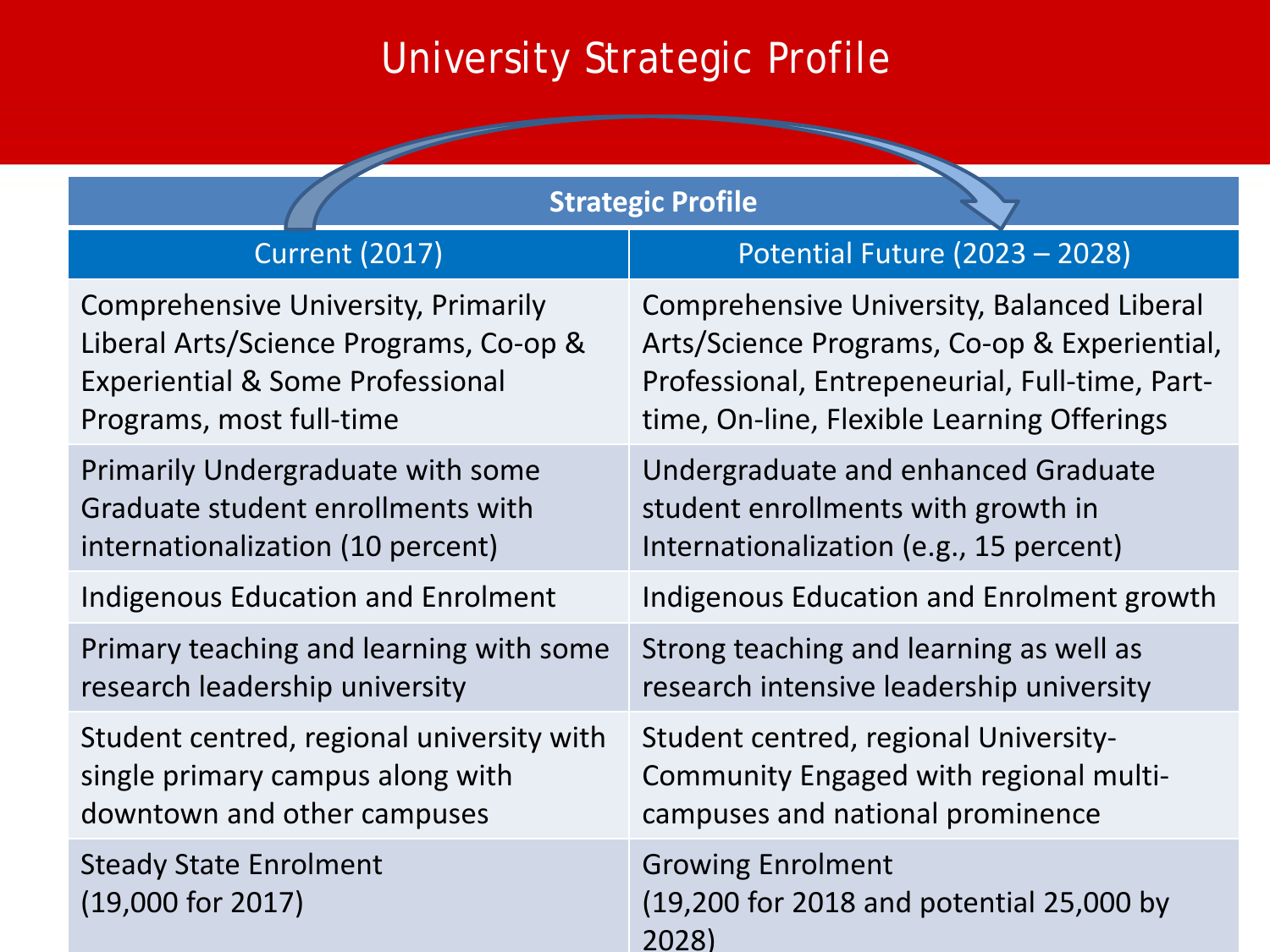# University Strategic Profile

| Strategic Profile | |
|---|---|
| Current (2017) | Potential Future (2023 – 2028) |
| Comprehensive University, Primarily Liberal Arts/Science Programs, Co-op & Experiential & Some Professional Programs, most full-time | Comprehensive University, Balanced Liberal Arts/Science Programs, Co-op & Experiential, Professional, Entrepeneurial, Full-time, Part-time, On-line, Flexible Learning Offerings |
| Primarily Undergraduate with some Graduate student enrollments with internationalization (10 percent) | Undergraduate and enhanced Graduate student enrollments with growth in Internationalization (e.g., 15 percent) |
| Indigenous Education and Enrolment | Indigenous Education and Enrolment growth |
| Primary teaching and learning with some research leadership university | Strong teaching and learning as well as research intensive leadership university |
| Student centred, regional university with single primary campus along with downtown and other campuses | Student centred, regional University-Community Engaged with regional multi-campuses and national prominence |
| Steady State Enrolment (19,000 for 2017) | Growing Enrolment (19,200 for 2018 and potential 25,000 by 2028) |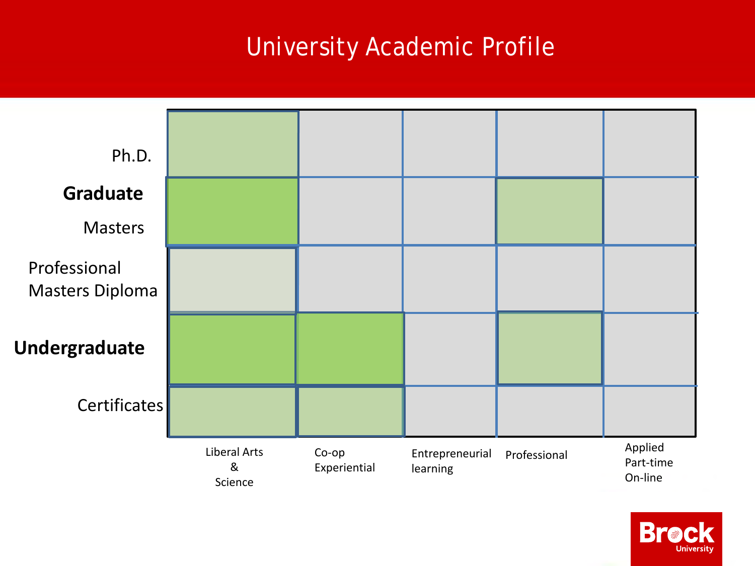# University Academic Profile

| | Liberal Arts & Science | Co-op Experiential | Entrepreneurial learning | Professional | Applied Part-time On-line |
|---|---|---|---|---|---|
| Ph.D. | | | | | |
| **Graduate** Masters | | | | | |
| Professional Masters Diploma | | | | | |
| **Undergraduate** | | | | | |
| Certificates | | | | | |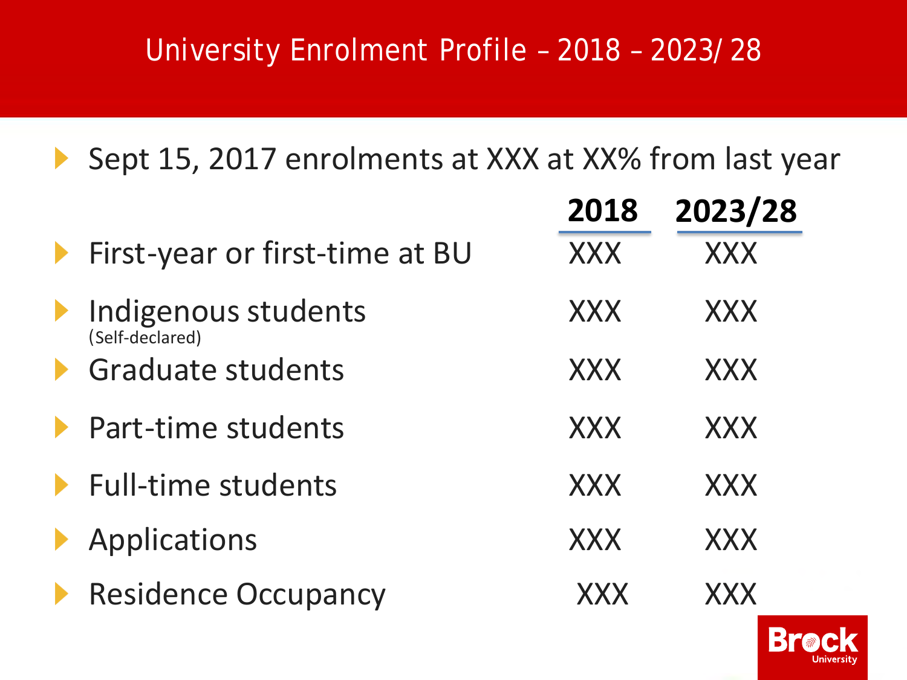# University Enrolment Profile – 2018 – 2023/ 28

- Sept 15, 2017 enrolments at XXX at XX% from last year

| | 2018 | 2023/28 |
|---|---|---|
| First-year or first-time at BU | XXX | XXX |
| Indigenous students (Self-declared) | XXX | XXX |
| Graduate students | XXX | XXX |
| Part-time students | XXX | XXX |
| Full-time students | XXX | XXX |
| Applications | XXX | XXX |
| Residence Occupancy | XXX | XXX |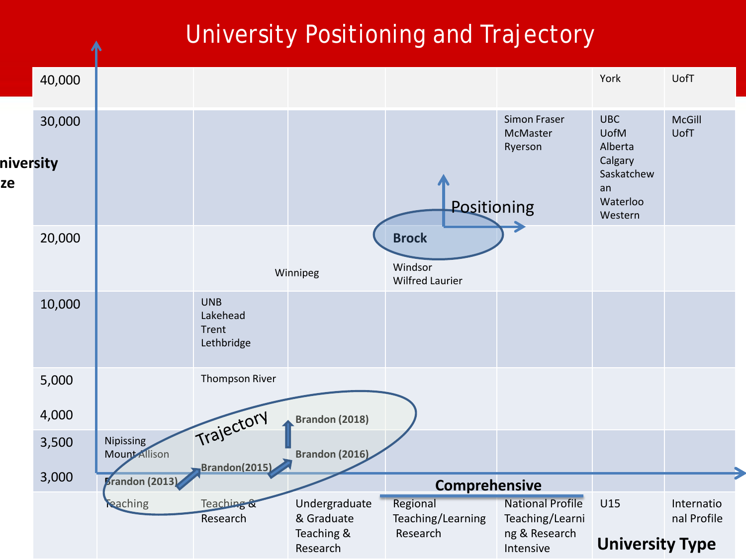# University Positioning and Trajectory

| University Size | Teaching | Teaching & Research | Undergraduate & Graduate Teaching & Research | Regional Teaching/Learning Research | National Profile Teaching/Learning & Research Intensive | U15 | International Profile |
|---|---|---|---|---|---|---|---|
| 40,000 | | | | | | York | UofT |
| 30,000 | | | | | Simon Fraser<br>McMaster<br>Ryerson | UBC<br>UofM<br>Alberta<br>Calgary<br>Saskatchewan<br>Waterloo<br>Western | McGill<br>UofT |
| 20,000 | | | Winnipeg | **Brock**<br>Windsor<br>Wilfred Laurier | | | |
| 10,000 | | UNB<br>Lakehead<br>Trent<br>Lethbridge | | | | | |
| 5,000 | | Thompson River | | | | | |
| 4,000 | | | Brandon (2018) | | | | |
| 3,500 | Nipissing<br>Mount Allison | | Brandon (2016) | | | | |
| 3,000 | Brandon (2013) | Brandon(2015) | | | | | |

Positioning

Trajectory

**Comprehensive**

**University Type**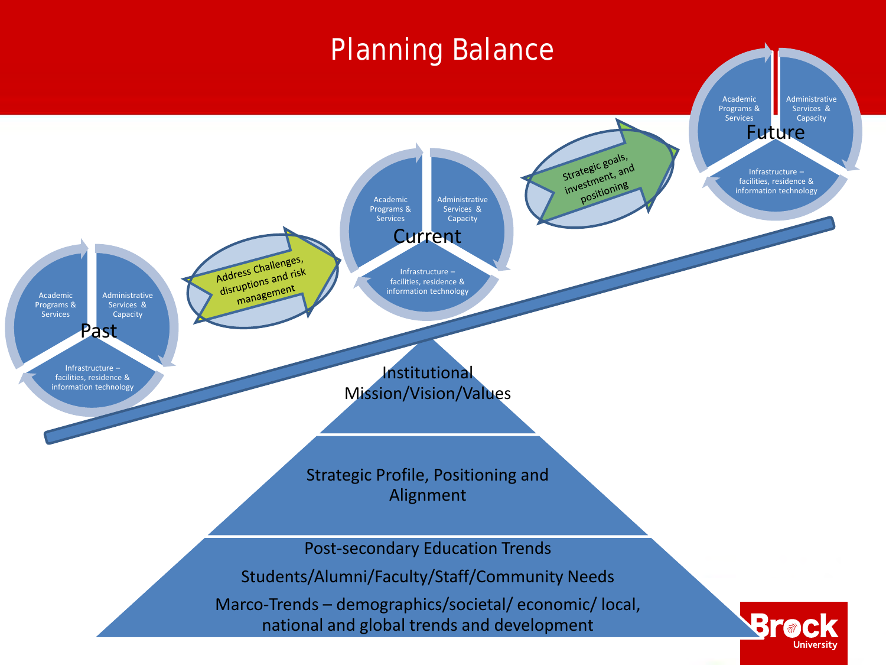# Planning Balance

**Past**
- Academic Programs & Services
- Administrative Services & Capacity
- Infrastructure – facilities, residence & information technology

Address Challenges, disruptions and risk management

**Current**
- Academic Programs & Services
- Administrative Services & Capacity
- Infrastructure – facilities, residence & information technology

Strategic goals, investment, and positioning

**Future**
- Academic Programs & Services
- Administrative Services & Capacity
- Infrastructure – facilities, residence & information technology

Institutional Mission/Vision/Values

Strategic Profile, Positioning and Alignment

Post-secondary Education Trends

Students/Alumni/Faculty/Staff/Community Needs

Marco-Trends – demographics/societal/ economic/ local, national and global trends and development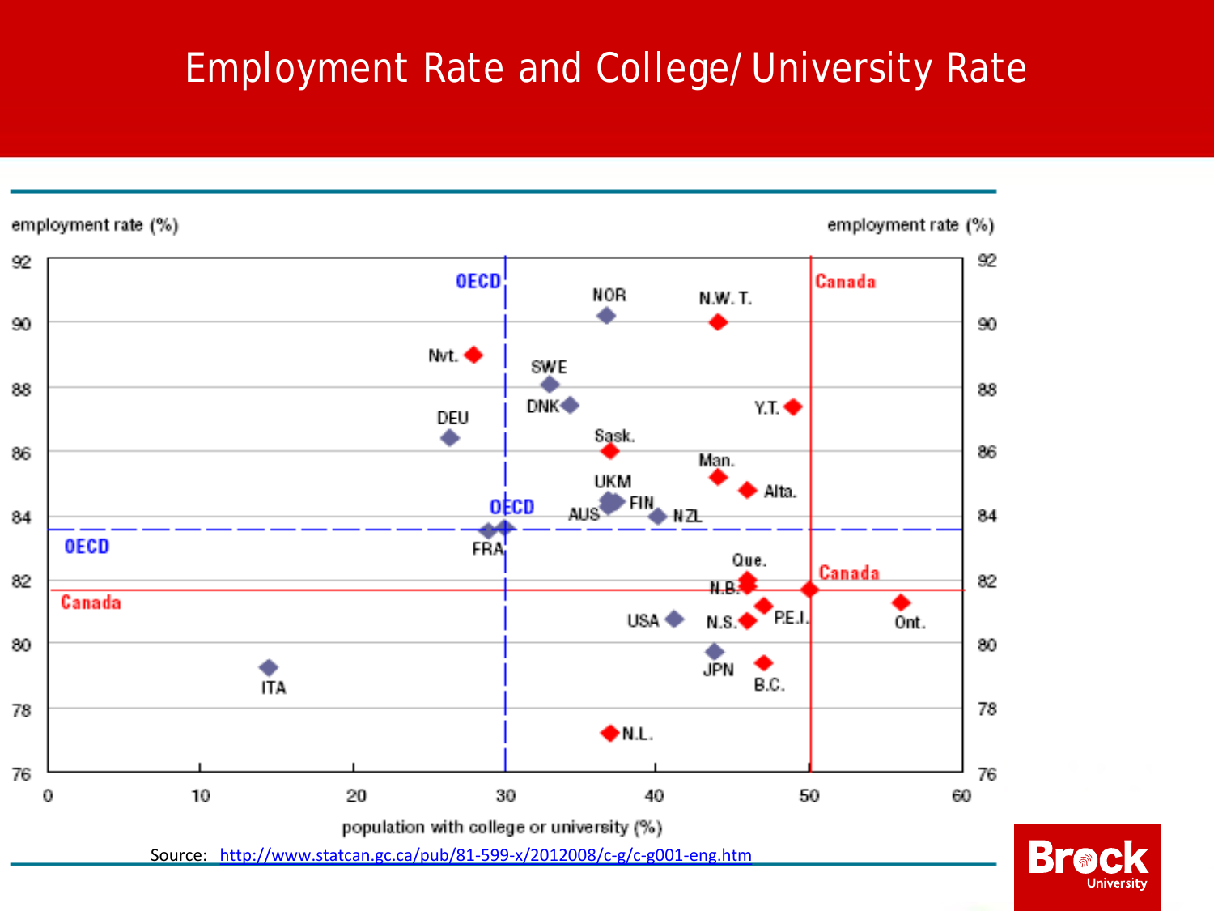# Employment Rate and College/ University Rate

employment rate (%)

population with college or university (%)

Source: http://www.statcan.gc.ca/pub/81-599-x/2012008/c-g/c-g001-eng.htm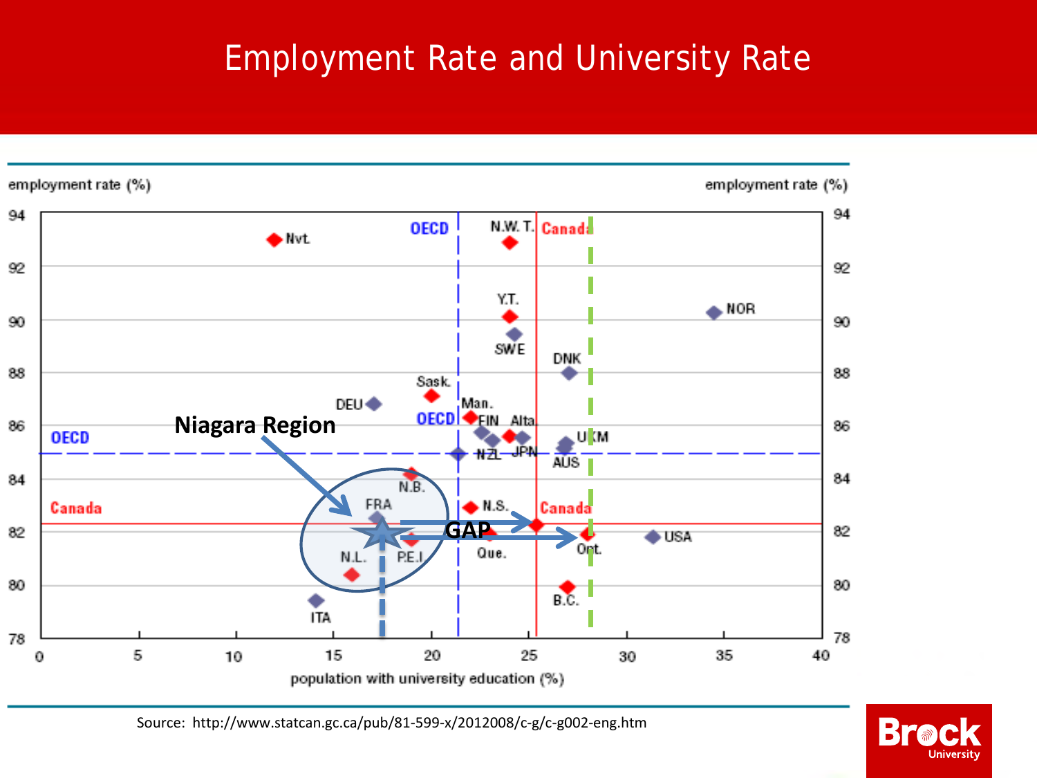# Employment Rate and University Rate

employment rate (%)

employment rate (%)

OECD

Canada

Niagara Region

GAP

population with university education (%)

Source: http://www.statcan.gc.ca/pub/81-599-x/2012008/c-g/c-g002-eng.htm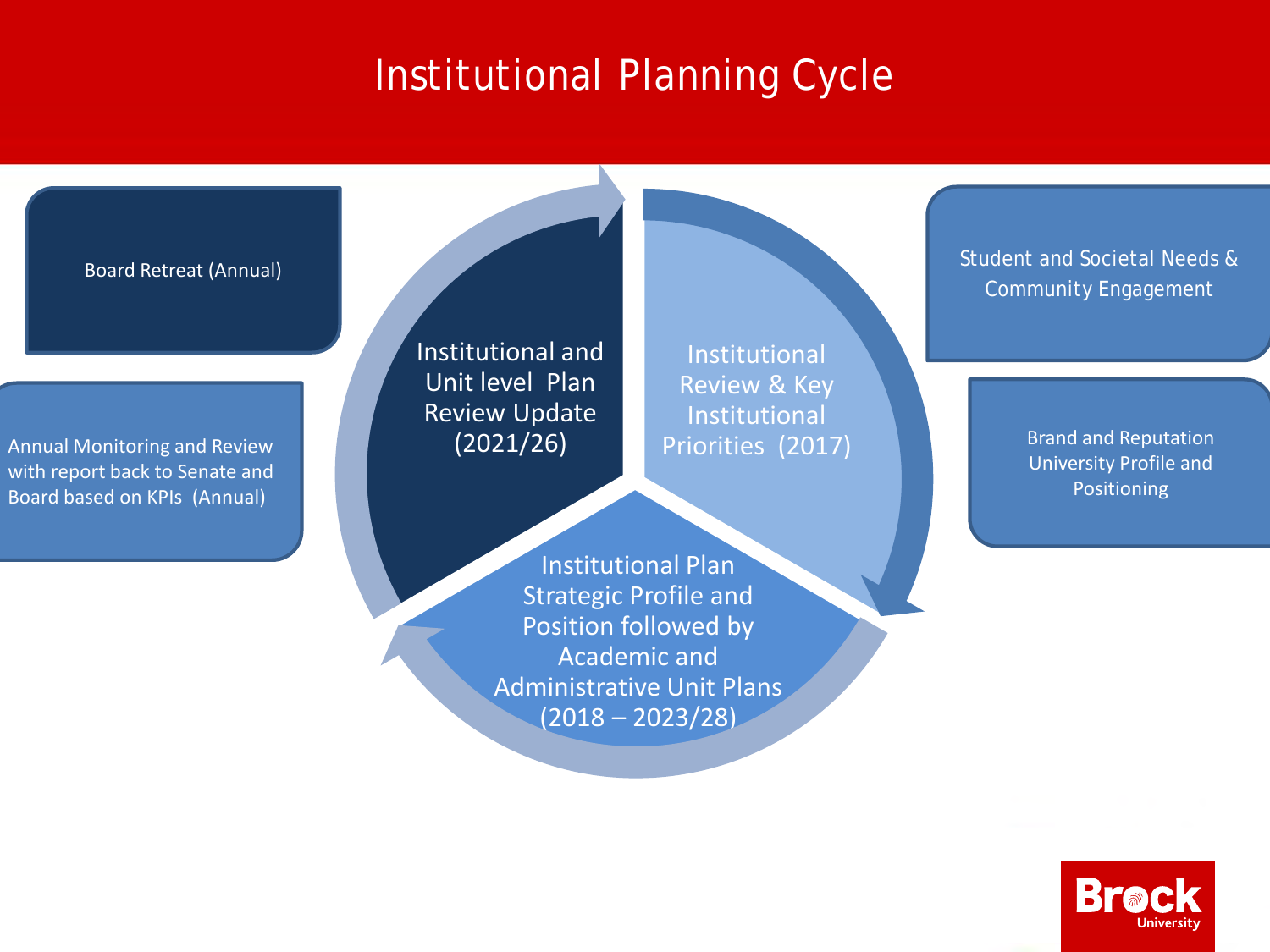# Institutional Planning Cycle

Board Retreat (Annual)

Annual Monitoring and Review with report back to Senate and Board based on KPIs (Annual)

Institutional and Unit level Plan Review Update (2021/26)

Institutional Review & Key Institutional Priorities (2017)

Institutional Plan Strategic Profile and Position followed by Academic and Administrative Unit Plans (2018 – 2023/28)

Student and Societal Needs & Community Engagement

Brand and Reputation University Profile and Positioning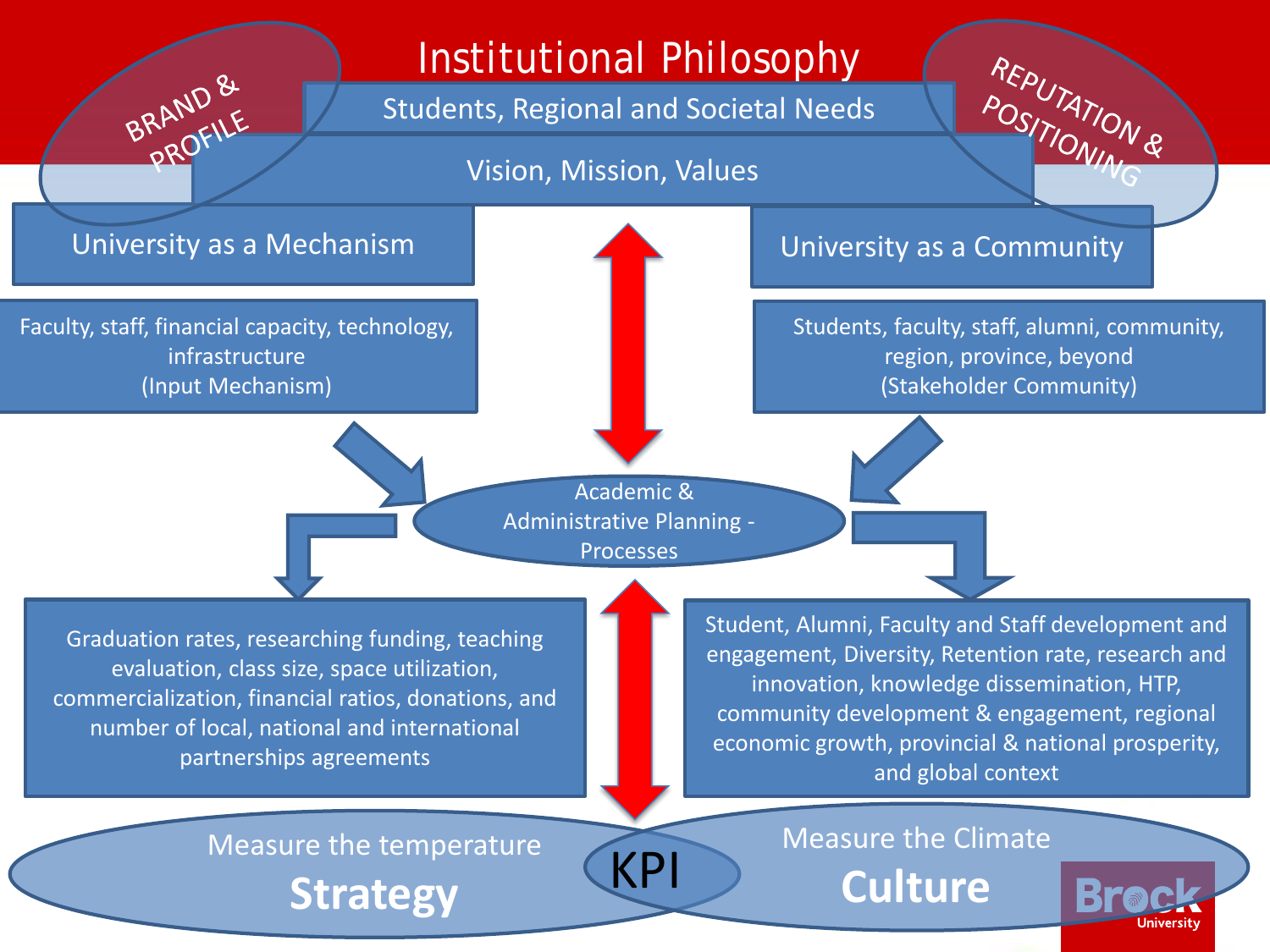# Institutional Philosophy

BRAND & PROFILE

REPUTATION & POSITIONING

Students, Regional and Societal Needs

Vision, Mission, Values

University as a Mechanism

Faculty, staff, financial capacity, technology, infrastructure
(Input Mechanism)

University as a Community

Students, faculty, staff, alumni, community, region, province, beyond
(Stakeholder Community)

Academic & Administrative Planning - Processes

Graduation rates, researching funding, teaching evaluation, class size, space utilization, commercialization, financial ratios, donations, and number of local, national and international partnerships agreements

Student, Alumni, Faculty and Staff development and engagement, Diversity, Retention rate, research and innovation, knowledge dissemination, HTP, community development & engagement, regional economic growth, provincial & national prosperity, and global context

Measure the temperature
**Strategy**

KPI

Measure the Climate
**Culture**

Brock University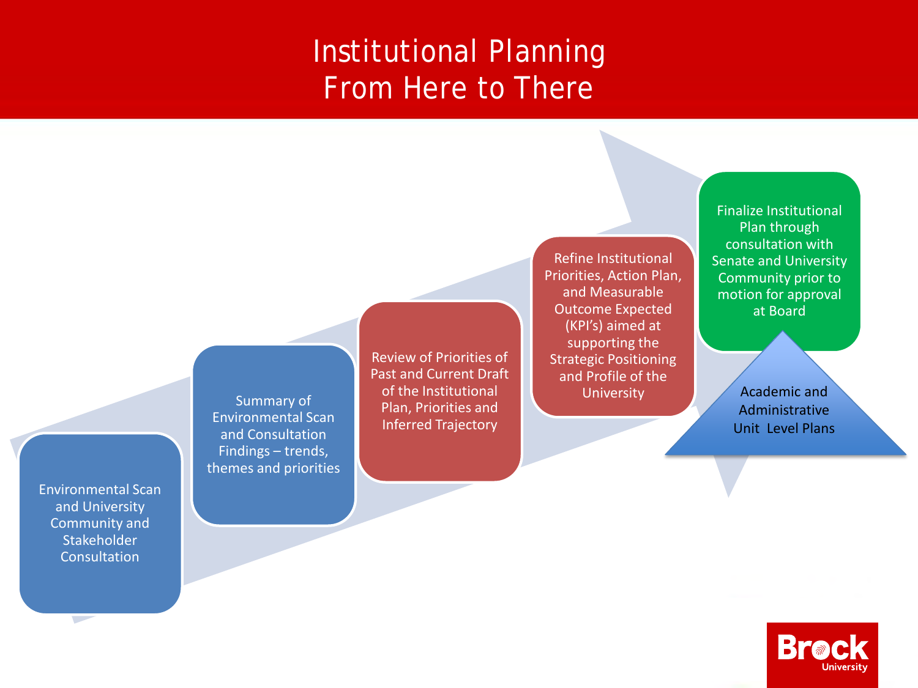# Institutional Planning
# From Here to There

1. Environmental Scan and University Community and Stakeholder Consultation
2. Summary of Environmental Scan and Consultation Findings – trends, themes and priorities
3. Review of Priorities of Past and Current Draft of the Institutional Plan, Priorities and Inferred Trajectory
4. Refine Institutional Priorities, Action Plan, and Measurable Outcome Expected (KPI's) aimed at supporting the Strategic Positioning and Profile of the University
5. Finalize Institutional Plan through consultation with Senate and University Community prior to motion for approval at Board

Academic and Administrative Unit Level Plans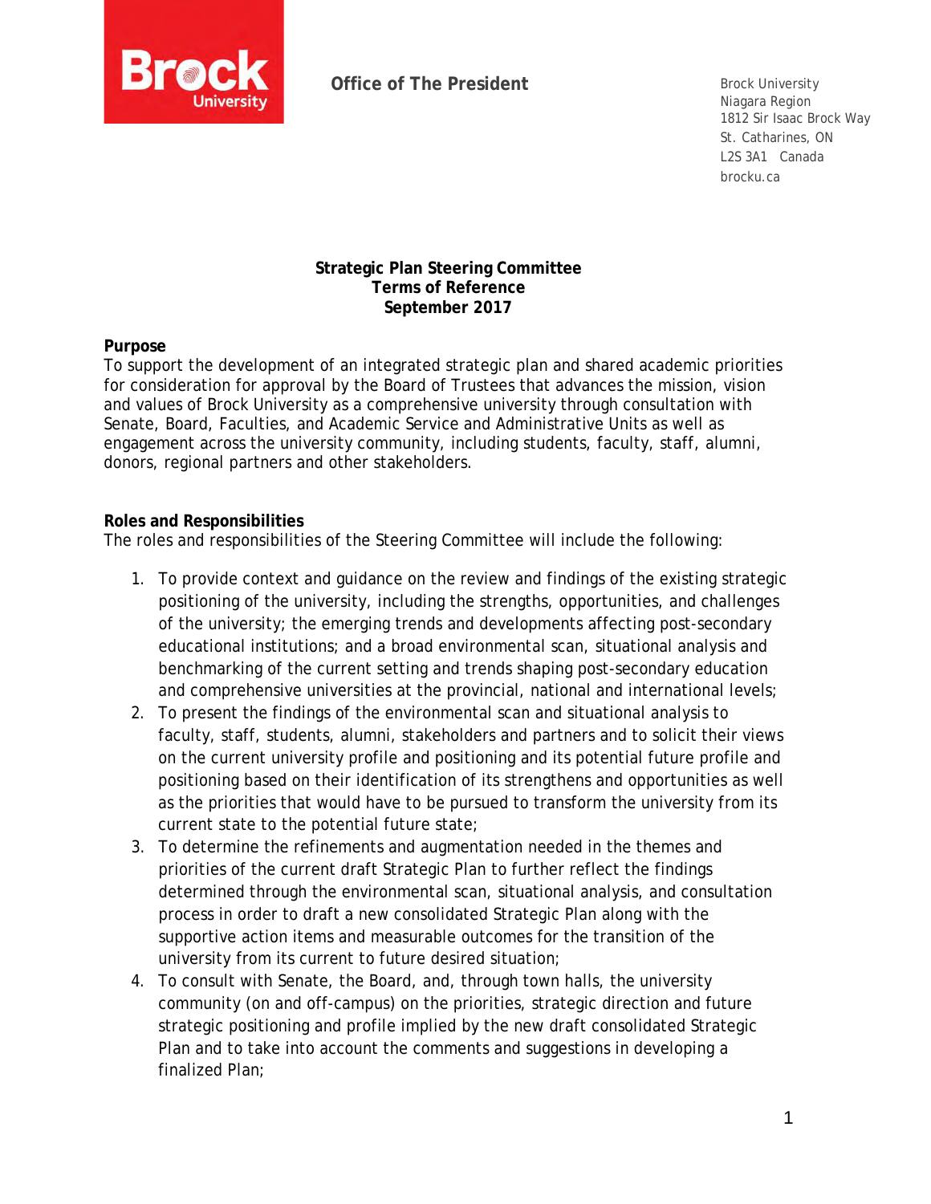**Office of The President**

Brock University
Niagara Region
1812 Sir Isaac Brock Way
St. Catharines, ON
L2S 3A1 Canada
brocku.ca

**Strategic Plan Steering Committee**
**Terms of Reference**
**September 2017**

**Purpose**

To support the development of an integrated strategic plan and shared academic priorities for consideration for approval by the Board of Trustees that advances the mission, vision and values of Brock University as a comprehensive university through consultation with Senate, Board, Faculties, and Academic Service and Administrative Units as well as engagement across the university community, including students, faculty, staff, alumni, donors, regional partners and other stakeholders.

**Roles and Responsibilities**

The roles and responsibilities of the Steering Committee will include the following:

1. To provide context and guidance on the review and findings of the existing strategic positioning of the university, including the strengths, opportunities, and challenges of the university; the emerging trends and developments affecting post-secondary educational institutions; and a broad environmental scan, situational analysis and benchmarking of the current setting and trends shaping post-secondary education and comprehensive universities at the provincial, national and international levels;
2. To present the findings of the environmental scan and situational analysis to faculty, staff, students, alumni, stakeholders and partners and to solicit their views on the current university profile and positioning and its potential future profile and positioning based on their identification of its strengthens and opportunities as well as the priorities that would have to be pursued to transform the university from its current state to the potential future state;
3. To determine the refinements and augmentation needed in the themes and priorities of the current draft Strategic Plan to further reflect the findings determined through the environmental scan, situational analysis, and consultation process in order to draft a new consolidated Strategic Plan along with the supportive action items and measurable outcomes for the transition of the university from its current to future desired situation;
4. To consult with Senate, the Board, and, through town halls, the university community (on and off-campus) on the priorities, strategic direction and future strategic positioning and profile implied by the new draft consolidated Strategic Plan and to take into account the comments and suggestions in developing a finalized Plan;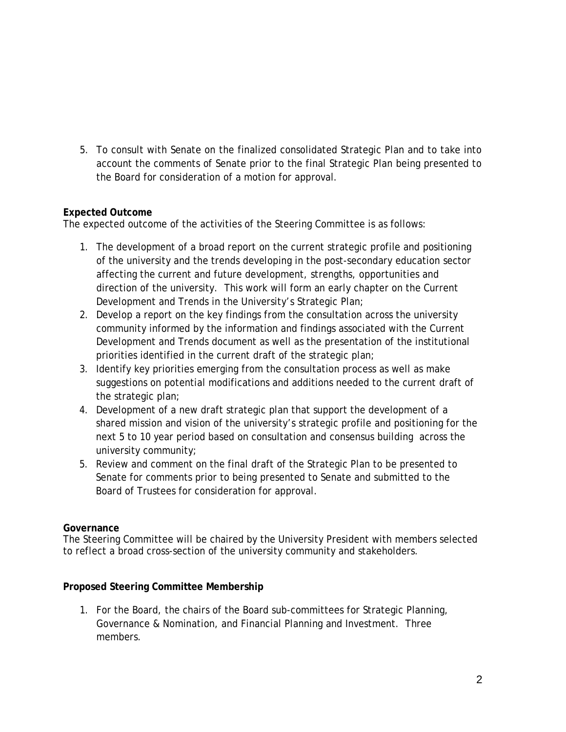5. To consult with Senate on the finalized consolidated Strategic Plan and to take into account the comments of Senate prior to the final Strategic Plan being presented to the Board for consideration of a motion for approval.

**Expected Outcome**

The expected outcome of the activities of the Steering Committee is as follows:

1. The development of a broad report on the current strategic profile and positioning of the university and the trends developing in the post-secondary education sector affecting the current and future development, strengths, opportunities and direction of the university. This work will form an early chapter on the Current Development and Trends in the University's Strategic Plan;
2. Develop a report on the key findings from the consultation across the university community informed by the information and findings associated with the Current Development and Trends document as well as the presentation of the institutional priorities identified in the current draft of the strategic plan;
3. Identify key priorities emerging from the consultation process as well as make suggestions on potential modifications and additions needed to the current draft of the strategic plan;
4. Development of a new draft strategic plan that support the development of a shared mission and vision of the university's strategic profile and positioning for the next 5 to 10 year period based on consultation and consensus building across the university community;
5. Review and comment on the final draft of the Strategic Plan to be presented to Senate for comments prior to being presented to Senate and submitted to the Board of Trustees for consideration for approval.

**Governance**

The Steering Committee will be chaired by the University President with members selected to reflect a broad cross-section of the university community and stakeholders.

**Proposed Steering Committee Membership**

1. For the Board, the chairs of the Board sub-committees for Strategic Planning, Governance & Nomination, and Financial Planning and Investment. Three members.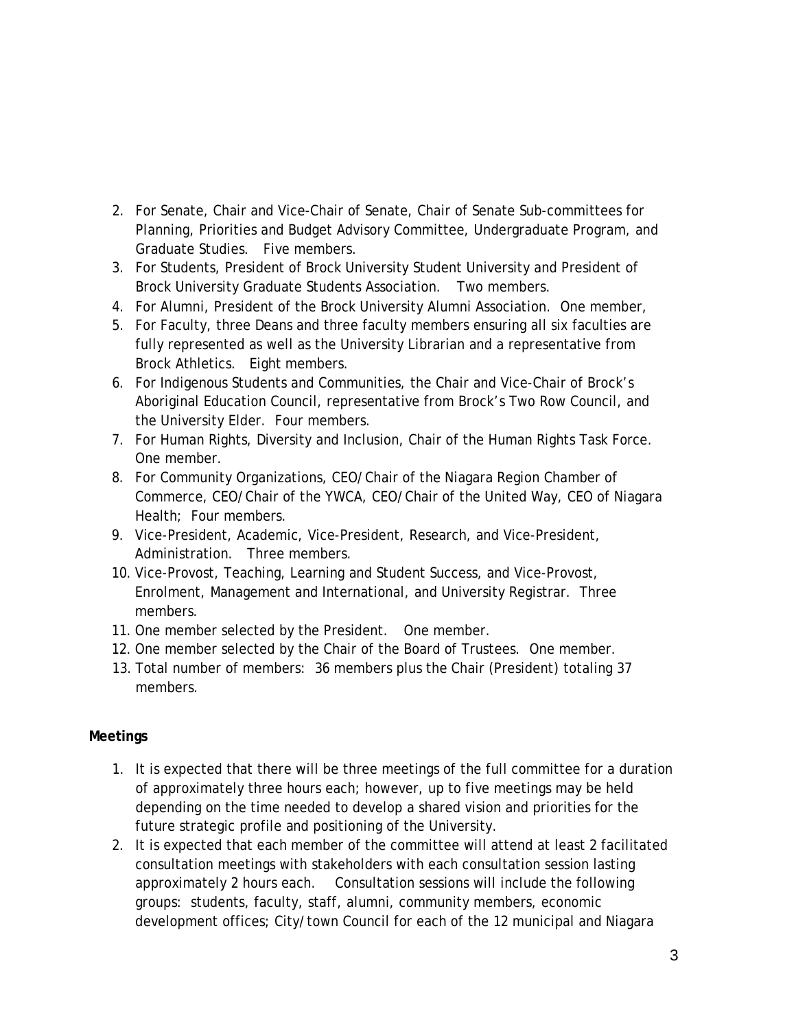2. For Senate, Chair and Vice-Chair of Senate, Chair of Senate Sub-committees for Planning, Priorities and Budget Advisory Committee, Undergraduate Program, and Graduate Studies. Five members.
3. For Students, President of Brock University Student University and President of Brock University Graduate Students Association. Two members.
4. For Alumni, President of the Brock University Alumni Association. One member,
5. For Faculty, three Deans and three faculty members ensuring all six faculties are fully represented as well as the University Librarian and a representative from Brock Athletics. Eight members.
6. For Indigenous Students and Communities, the Chair and Vice-Chair of Brock's Aboriginal Education Council, representative from Brock's Two Row Council, and the University Elder. Four members.
7. For Human Rights, Diversity and Inclusion, Chair of the Human Rights Task Force. One member.
8. For Community Organizations, CEO/Chair of the Niagara Region Chamber of Commerce, CEO/Chair of the YWCA, CEO/Chair of the United Way, CEO of Niagara Health; Four members.
9. Vice-President, Academic, Vice-President, Research, and Vice-President, Administration. Three members.
10. Vice-Provost, Teaching, Learning and Student Success, and Vice-Provost, Enrolment, Management and International, and University Registrar. Three members.
11. One member selected by the President. One member.
12. One member selected by the Chair of the Board of Trustees. One member.
13. Total number of members: 36 members plus the Chair (President) totaling 37 members.

**Meetings**

1. It is expected that there will be three meetings of the full committee for a duration of approximately three hours each; however, up to five meetings may be held depending on the time needed to develop a shared vision and priorities for the future strategic profile and positioning of the University.
2. It is expected that each member of the committee will attend at least 2 facilitated consultation meetings with stakeholders with each consultation session lasting approximately 2 hours each. Consultation sessions will include the following groups: students, faculty, staff, alumni, community members, economic development offices; City/town Council for each of the 12 municipal and Niagara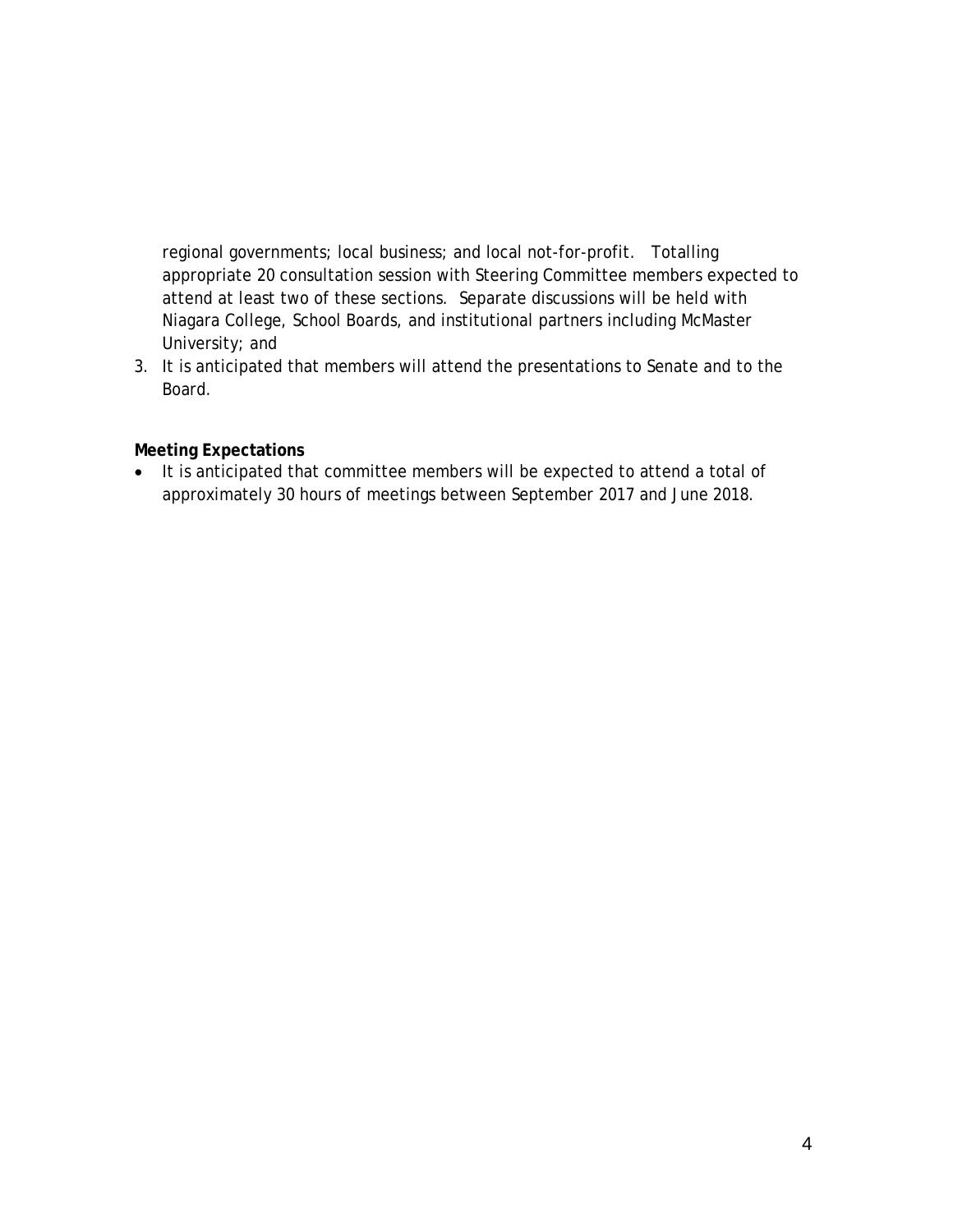regional governments; local business; and local not-for-profit. Totalling appropriate 20 consultation session with Steering Committee members expected to attend at least two of these sections. Separate discussions will be held with Niagara College, School Boards, and institutional partners including McMaster University; and

3. It is anticipated that members will attend the presentations to Senate and to the Board.

**Meeting Expectations**

- It is anticipated that committee members will be expected to attend a total of approximately 30 hours of meetings between September 2017 and June 2018.